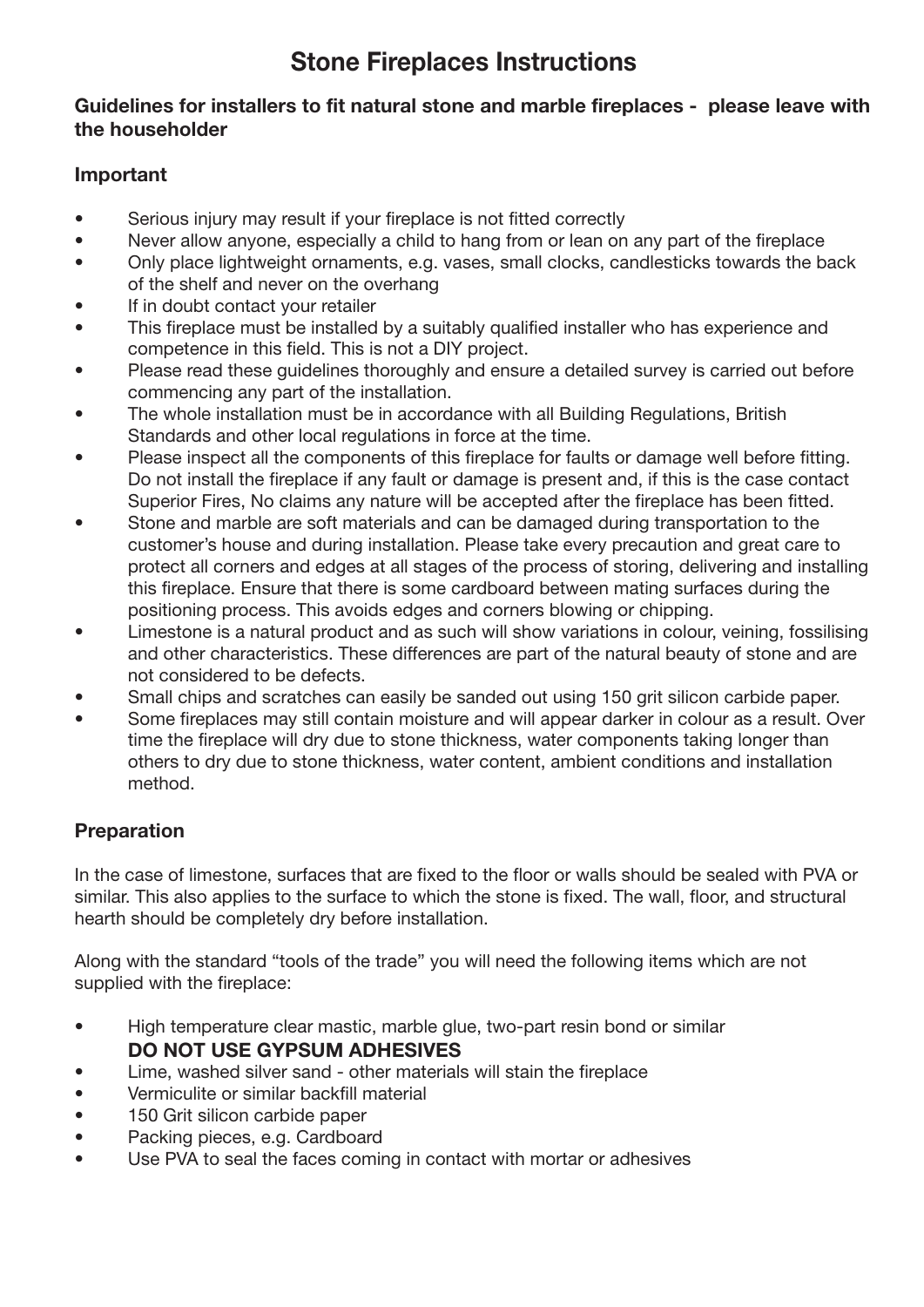# Stone Fireplaces Instructions

**Guidelines for installers to fit natural stone and marble fireplaces - please leave with the householder**

## Important

- Serious injury may result if your fireplace is not fitted correctly
- Never allow anyone, especially a child to hang from or lean on any part of the fireplace
- Only place lightweight ornaments, e.g. vases, small clocks, candlesticks towards the back of the shelf and never on the overhang
- If in doubt contact your retailer
- This fireplace must be installed by a suitably qualified installer who has experience and competence in this field. This is not a DIY project.
- Please read these guidelines thoroughly and ensure a detailed survey is carried out before commencing any part of the installation.
- The whole installation must be in accordance with all Building Regulations, British Standards and other local regulations in force at the time.
- Please inspect all the components of this fireplace for faults or damage well before fitting. Do not install the fireplace if any fault or damage is present and, if this is the case contact Superior Fires, No claims any nature will be accepted after the fireplace has been fitted.
- Stone and marble are soft materials and can be damaged during transportation to the customer's house and during installation. Please take every precaution and great care to protect all corners and edges at all stages of the process of storing, delivering and installing this fireplace. Ensure that there is some cardboard between mating surfaces during the positioning process. This avoids edges and corners blowing or chipping.
- Limestone is a natural product and as such will show variations in colour, veining, fossilising and other characteristics. These differences are part of the natural beauty of stone and are not considered to be defects.
- Small chips and scratches can easily be sanded out using 150 grit silicon carbide paper.
- Some fireplaces may still contain moisture and will appear darker in colour as a result. Over time the fireplace will dry due to stone thickness, water components taking longer than others to dry due to stone thickness, water content, ambient conditions and installation method.

## Preparation

In the case of limestone, surfaces that are fixed to the floor or walls should be sealed with PVA or similar. This also applies to the surface to which the stone is fixed. The wall, floor, and structural hearth should be completely dry before installation.

Along with the standard "tools of the trade" you will need the following items which are not supplied with the fireplace:

- High temperature clear mastic, marble glue, two-part resin bond or similar
  **DO NOT USE GYPSUM ADHESIVES**
- Lime, washed silver sand - other materials will stain the fireplace
- Vermiculite or similar backfill material
- 150 Grit silicon carbide paper
- Packing pieces, e.g. Cardboard
- Use PVA to seal the faces coming in contact with mortar or adhesives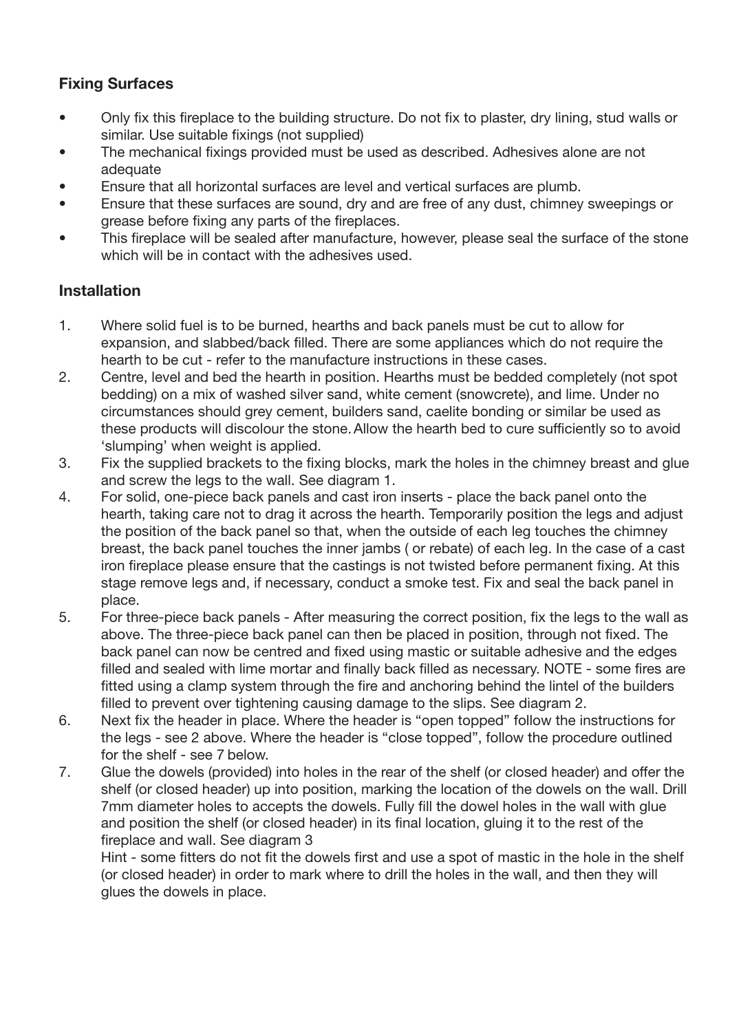### Fixing Surfaces

- Only fix this fireplace to the building structure. Do not fix to plaster, dry lining, stud walls or similar. Use suitable fixings (not supplied)
- The mechanical fixings provided must be used as described. Adhesives alone are not adequate
- Ensure that all horizontal surfaces are level and vertical surfaces are plumb.
- Ensure that these surfaces are sound, dry and are free of any dust, chimney sweepings or grease before fixing any parts of the fireplaces.
- This fireplace will be sealed after manufacture, however, please seal the surface of the stone which will be in contact with the adhesives used.

### Installation

1. Where solid fuel is to be burned, hearths and back panels must be cut to allow for expansion, and slabbed/back filled. There are some appliances which do not require the hearth to be cut - refer to the manufacture instructions in these cases.
2. Centre, level and bed the hearth in position. Hearths must be bedded completely (not spot bedding) on a mix of washed silver sand, white cement (snowcrete), and lime. Under no circumstances should grey cement, builders sand, caelite bonding or similar be used as these products will discolour the stone. Allow the hearth bed to cure sufficiently so to avoid 'slumping' when weight is applied.
3. Fix the supplied brackets to the fixing blocks, mark the holes in the chimney breast and glue and screw the legs to the wall. See diagram 1.
4. For solid, one-piece back panels and cast iron inserts - place the back panel onto the hearth, taking care not to drag it across the hearth. Temporarily position the legs and adjust the position of the back panel so that, when the outside of each leg touches the chimney breast, the back panel touches the inner jambs ( or rebate) of each leg. In the case of a cast iron fireplace please ensure that the castings is not twisted before permanent fixing. At this stage remove legs and, if necessary, conduct a smoke test. Fix and seal the back panel in place.
5. For three-piece back panels - After measuring the correct position, fix the legs to the wall as above. The three-piece back panel can then be placed in position, through not fixed. The back panel can now be centred and fixed using mastic or suitable adhesive and the edges filled and sealed with lime mortar and finally back filled as necessary. NOTE - some fires are fitted using a clamp system through the fire and anchoring behind the lintel of the builders filled to prevent over tightening causing damage to the slips. See diagram 2.
6. Next fix the header in place. Where the header is "open topped" follow the instructions for the legs - see 2 above. Where the header is "close topped", follow the procedure outlined for the shelf - see 7 below.
7. Glue the dowels (provided) into holes in the rear of the shelf (or closed header) and offer the shelf (or closed header) up into position, marking the location of the dowels on the wall. Drill 7mm diameter holes to accepts the dowels. Fully fill the dowel holes in the wall with glue and position the shelf (or closed header) in its final location, gluing it to the rest of the fireplace and wall. See diagram 3

   Hint - some fitters do not fit the dowels first and use a spot of mastic in the hole in the shelf (or closed header) in order to mark where to drill the holes in the wall, and then they will glues the dowels in place.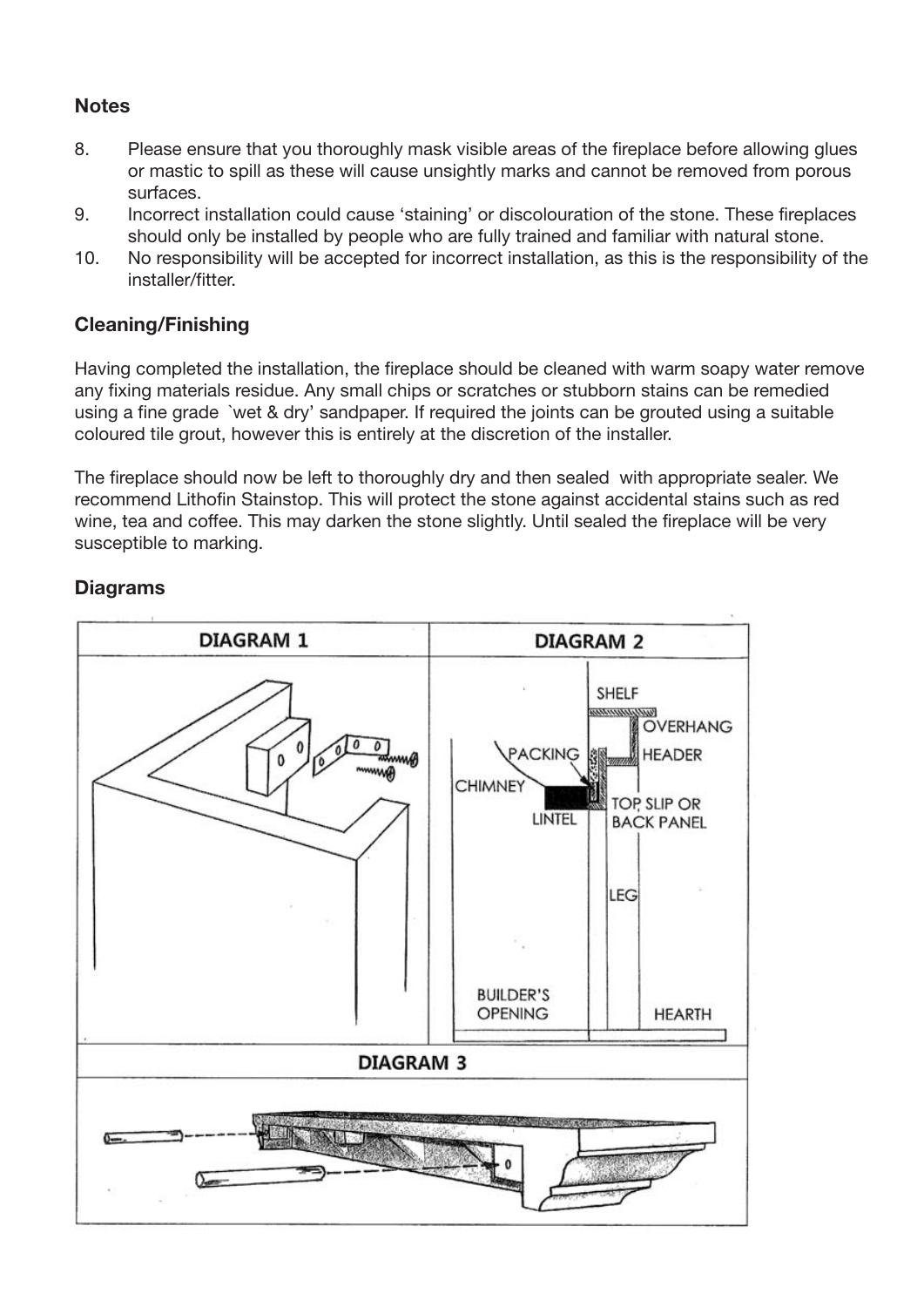## Notes

8. Please ensure that you thoroughly mask visible areas of the fireplace before allowing glues or mastic to spill as these will cause unsightly marks and cannot be removed from porous surfaces.
9. Incorrect installation could cause 'staining' or discolouration of the stone. These fireplaces should only be installed by people who are fully trained and familiar with natural stone.
10. No responsibility will be accepted for incorrect installation, as this is the responsibility of the installer/fitter.

## Cleaning/Finishing

Having completed the installation, the fireplace should be cleaned with warm soapy water remove any fixing materials residue. Any small chips or scratches or stubborn stains can be remedied using a fine grade `wet & dry' sandpaper. If required the joints can be grouted using a suitable coloured tile grout, however this is entirely at the discretion of the installer.

The fireplace should now be left to thoroughly dry and then sealed with appropriate sealer. We recommend Lithofin Stainstop. This will protect the stone against accidental stains such as red wine, tea and coffee. This may darken the stone slightly. Until sealed the fireplace will be very susceptible to marking.

## Diagrams

DIAGRAM 1

DIAGRAM 2

SHELF
OVERHANG
PACKING
HEADER
CHIMNEY
TOP, SLIP OR BACK PANEL
LINTEL
LEG
BUILDER'S OPENING
HEARTH

DIAGRAM 3